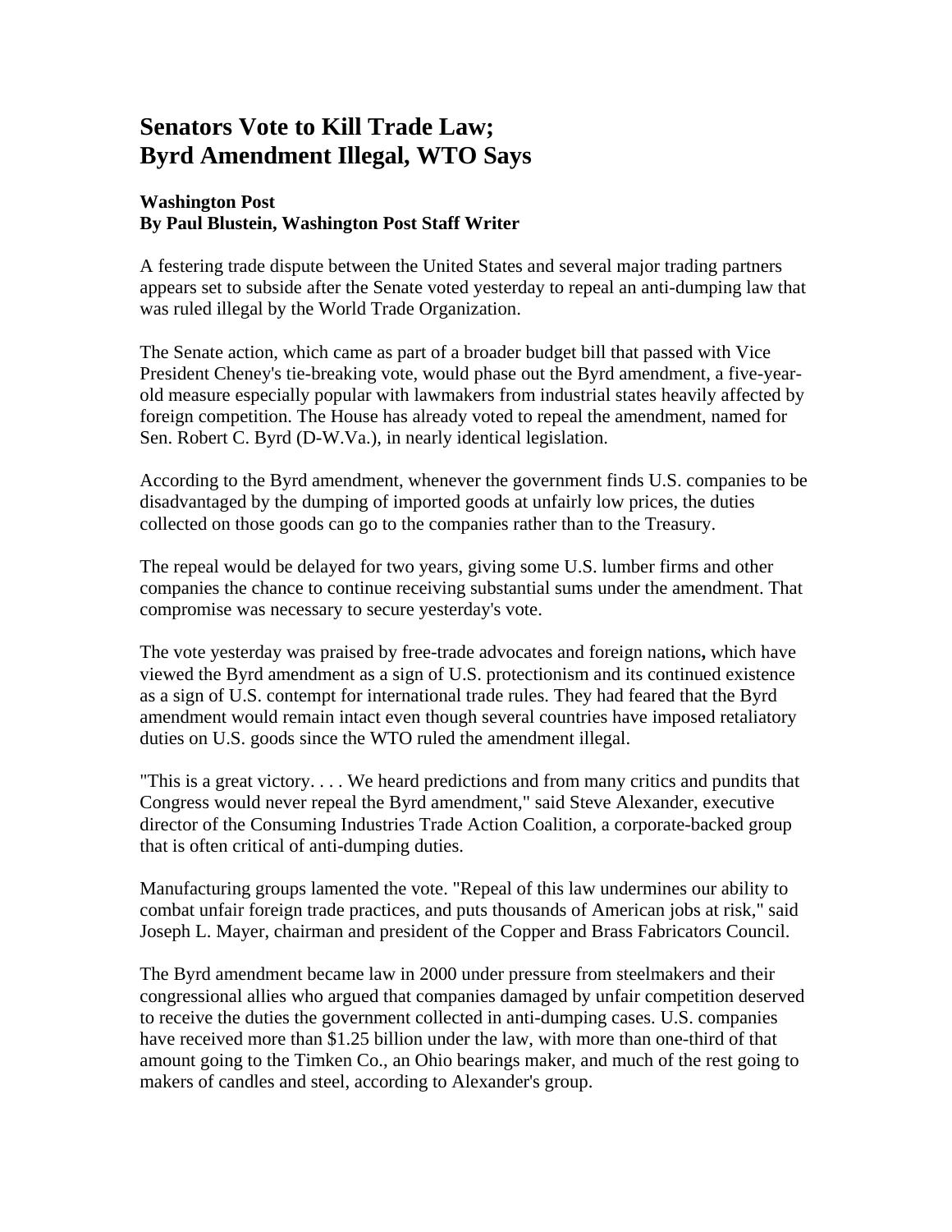# Senators Vote to Kill Trade Law; Byrd Amendment Illegal, WTO Says

**Washington Post**
**By Paul Blustein, Washington Post Staff Writer**

A festering trade dispute between the United States and several major trading partners appears set to subside after the Senate voted yesterday to repeal an anti-dumping law that was ruled illegal by the World Trade Organization.

The Senate action, which came as part of a broader budget bill that passed with Vice President Cheney's tie-breaking vote, would phase out the Byrd amendment, a five-year-old measure especially popular with lawmakers from industrial states heavily affected by foreign competition. The House has already voted to repeal the amendment, named for Sen. Robert C. Byrd (D-W.Va.), in nearly identical legislation.

According to the Byrd amendment, whenever the government finds U.S. companies to be disadvantaged by the dumping of imported goods at unfairly low prices, the duties collected on those goods can go to the companies rather than to the Treasury.

The repeal would be delayed for two years, giving some U.S. lumber firms and other companies the chance to continue receiving substantial sums under the amendment. That compromise was necessary to secure yesterday's vote.

The vote yesterday was praised by free-trade advocates and foreign nations**,** which have viewed the Byrd amendment as a sign of U.S. protectionism and its continued existence as a sign of U.S. contempt for international trade rules. They had feared that the Byrd amendment would remain intact even though several countries have imposed retaliatory duties on U.S. goods since the WTO ruled the amendment illegal.

"This is a great victory. . . . We heard predictions and from many critics and pundits that Congress would never repeal the Byrd amendment," said Steve Alexander, executive director of the Consuming Industries Trade Action Coalition, a corporate-backed group that is often critical of anti-dumping duties.

Manufacturing groups lamented the vote. "Repeal of this law undermines our ability to combat unfair foreign trade practices, and puts thousands of American jobs at risk," said Joseph L. Mayer, chairman and president of the Copper and Brass Fabricators Council.

The Byrd amendment became law in 2000 under pressure from steelmakers and their congressional allies who argued that companies damaged by unfair competition deserved to receive the duties the government collected in anti-dumping cases. U.S. companies have received more than $1.25 billion under the law, with more than one-third of that amount going to the Timken Co., an Ohio bearings maker, and much of the rest going to makers of candles and steel, according to Alexander's group.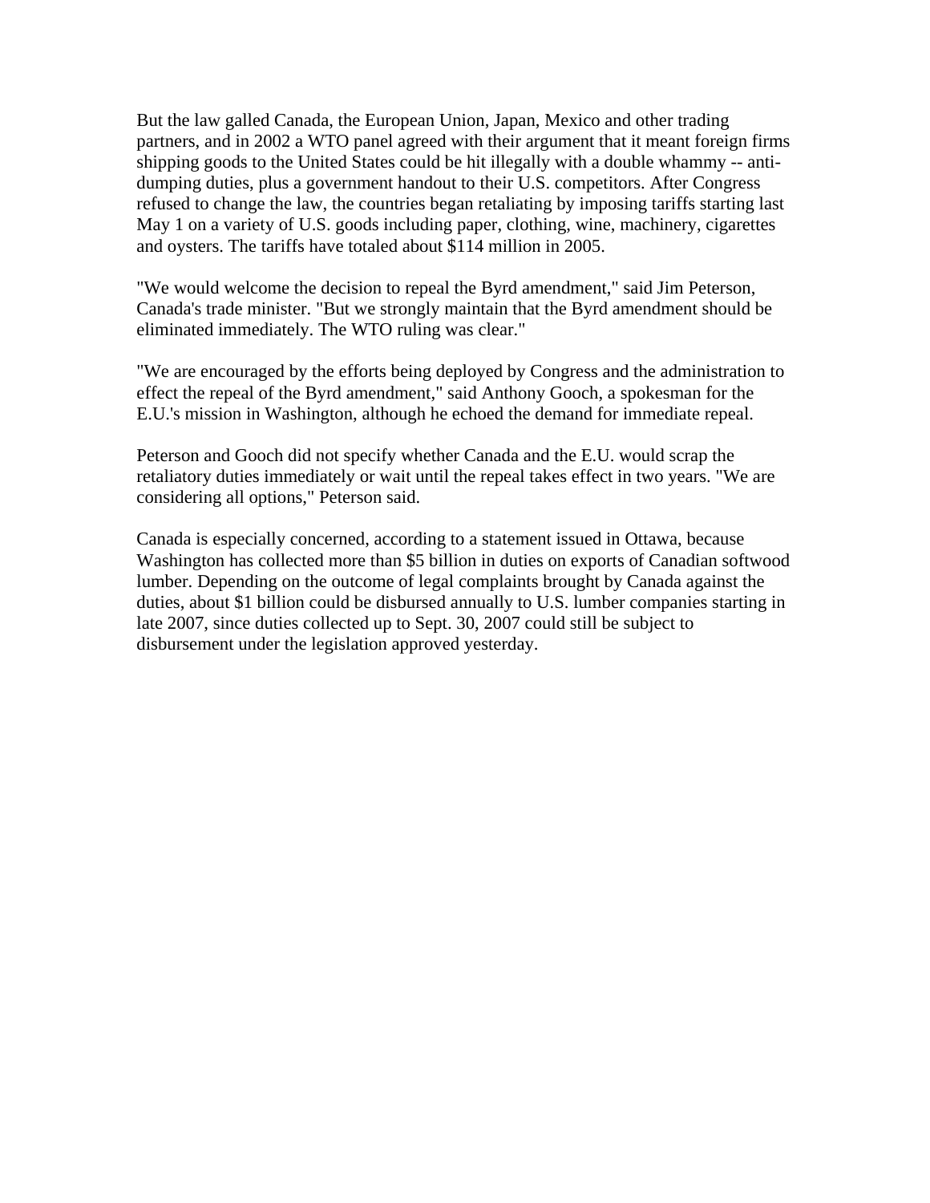But the law galled Canada, the European Union, Japan, Mexico and other trading partners, and in 2002 a WTO panel agreed with their argument that it meant foreign firms shipping goods to the United States could be hit illegally with a double whammy -- anti-dumping duties, plus a government handout to their U.S. competitors. After Congress refused to change the law, the countries began retaliating by imposing tariffs starting last May 1 on a variety of U.S. goods including paper, clothing, wine, machinery, cigarettes and oysters. The tariffs have totaled about $114 million in 2005.

"We would welcome the decision to repeal the Byrd amendment," said Jim Peterson, Canada's trade minister. "But we strongly maintain that the Byrd amendment should be eliminated immediately. The WTO ruling was clear."

"We are encouraged by the efforts being deployed by Congress and the administration to effect the repeal of the Byrd amendment," said Anthony Gooch, a spokesman for the E.U.'s mission in Washington, although he echoed the demand for immediate repeal.

Peterson and Gooch did not specify whether Canada and the E.U. would scrap the retaliatory duties immediately or wait until the repeal takes effect in two years. "We are considering all options," Peterson said.

Canada is especially concerned, according to a statement issued in Ottawa, because Washington has collected more than $5 billion in duties on exports of Canadian softwood lumber. Depending on the outcome of legal complaints brought by Canada against the duties, about $1 billion could be disbursed annually to U.S. lumber companies starting in late 2007, since duties collected up to Sept. 30, 2007 could still be subject to disbursement under the legislation approved yesterday.